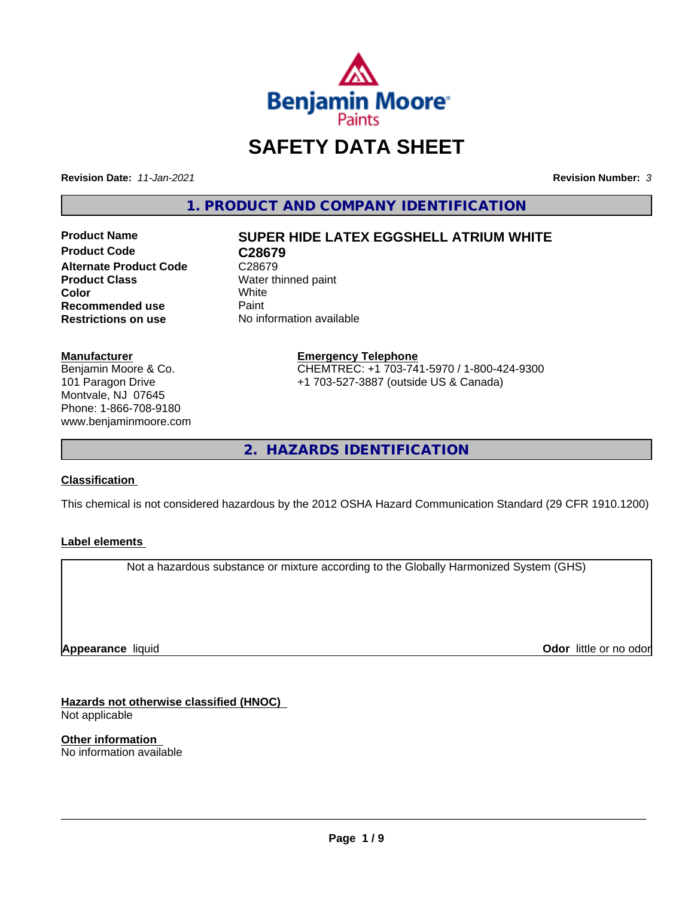# SAFETY DATA SHEET

**Revision Date:** *11-Jan-2021* **Revision Number:** *3*

## 1. PRODUCT AND COMPANY IDENTIFICATION

| | |
|---|---|
| **Product Name** | **SUPER HIDE LATEX EGGSHELL ATRIUM WHITE** |
| **Product Code** | **C28679** |
| **Alternate Product Code** | C28679 |
| **Product Class** | Water thinned paint |
| **Color** | White |
| **Recommended use** | Paint |
| **Restrictions on use** | No information available |

**Manufacturer**
Benjamin Moore & Co.
101 Paragon Drive
Montvale, NJ 07645
Phone: 1-866-708-9180
www.benjaminmoore.com

**Emergency Telephone**
CHEMTREC: +1 703-741-5970 / 1-800-424-9300
+1 703-527-3887 (outside US & Canada)

## 2. HAZARDS IDENTIFICATION

**Classification**

This chemical is not considered hazardous by the 2012 OSHA Hazard Communication Standard (29 CFR 1910.1200)

**Label elements**

Not a hazardous substance or mixture according to the Globally Harmonized System (GHS)

**Appearance** liquid **Odor** little or no odor

**Hazards not otherwise classified (HNOC)**
Not applicable

**Other information**
No information available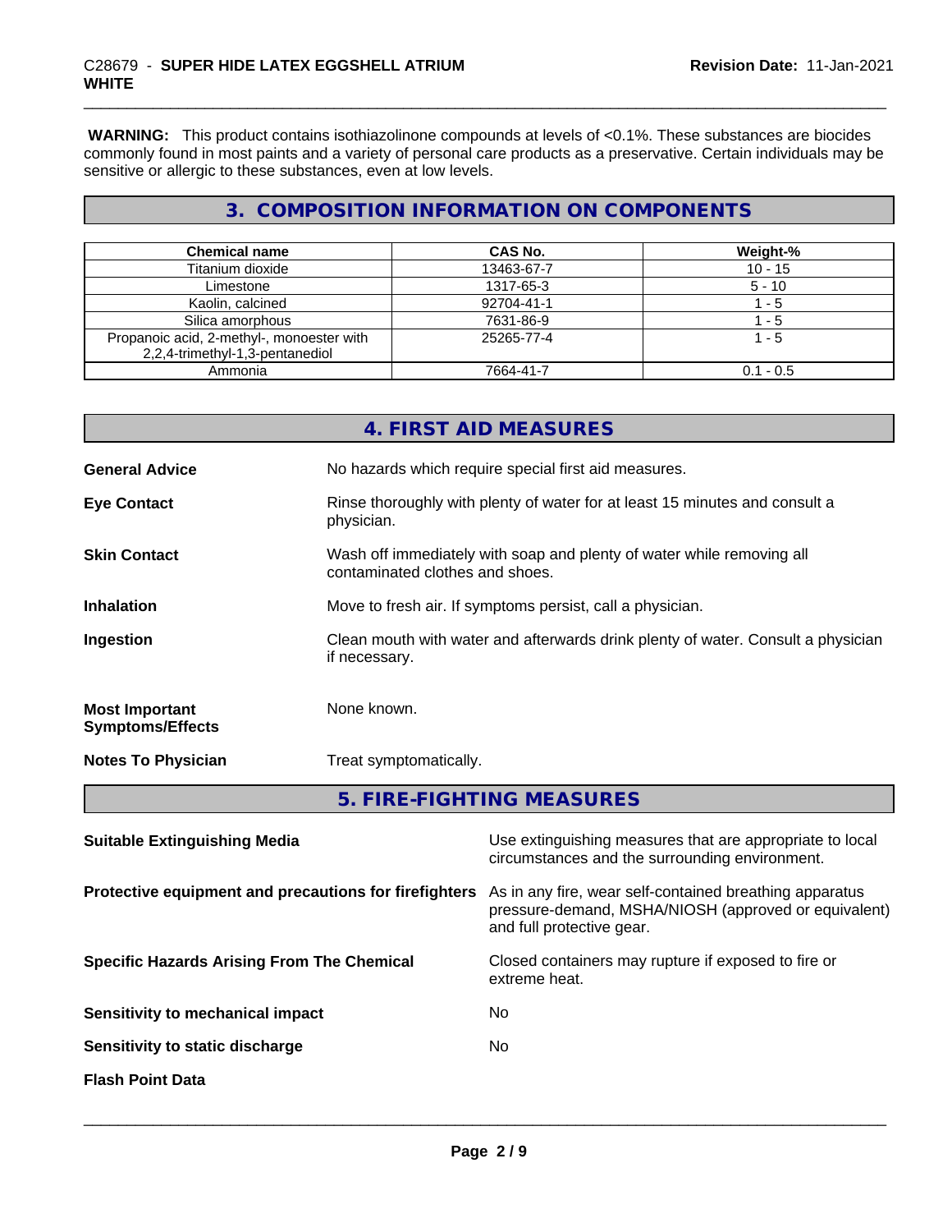**WARNING:** This product contains isothiazolinone compounds at levels of <0.1%. These substances are biocides commonly found in most paints and a variety of personal care products as a preservative. Certain individuals may be sensitive or allergic to these substances, even at low levels.

## 3. COMPOSITION INFORMATION ON COMPONENTS

| Chemical name | CAS No. | Weight-% |
|---|---|---|
| Titanium dioxide | 13463-67-7 | 10 - 15 |
| Limestone | 1317-65-3 | 5 - 10 |
| Kaolin, calcined | 92704-41-1 | 1 - 5 |
| Silica amorphous | 7631-86-9 | 1 - 5 |
| Propanoic acid, 2-methyl-, monoester with 2,2,4-trimethyl-1,3-pentanediol | 25265-77-4 | 1 - 5 |
| Ammonia | 7664-41-7 | 0.1 - 0.5 |

## 4. FIRST AID MEASURES

**General Advice** — No hazards which require special first aid measures.

**Eye Contact** — Rinse thoroughly with plenty of water for at least 15 minutes and consult a physician.

**Skin Contact** — Wash off immediately with soap and plenty of water while removing all contaminated clothes and shoes.

**Inhalation** — Move to fresh air. If symptoms persist, call a physician.

**Ingestion** — Clean mouth with water and afterwards drink plenty of water. Consult a physician if necessary.

**Most Important Symptoms/Effects** — None known.

**Notes To Physician** — Treat symptomatically.

## 5. FIRE-FIGHTING MEASURES

**Suitable Extinguishing Media** — Use extinguishing measures that are appropriate to local circumstances and the surrounding environment.

**Protective equipment and precautions for firefighters** — As in any fire, wear self-contained breathing apparatus pressure-demand, MSHA/NIOSH (approved or equivalent) and full protective gear.

**Specific Hazards Arising From The Chemical** — Closed containers may rupture if exposed to fire or extreme heat.

**Sensitivity to mechanical impact** — No

**Sensitivity to static discharge** — No

**Flash Point Data**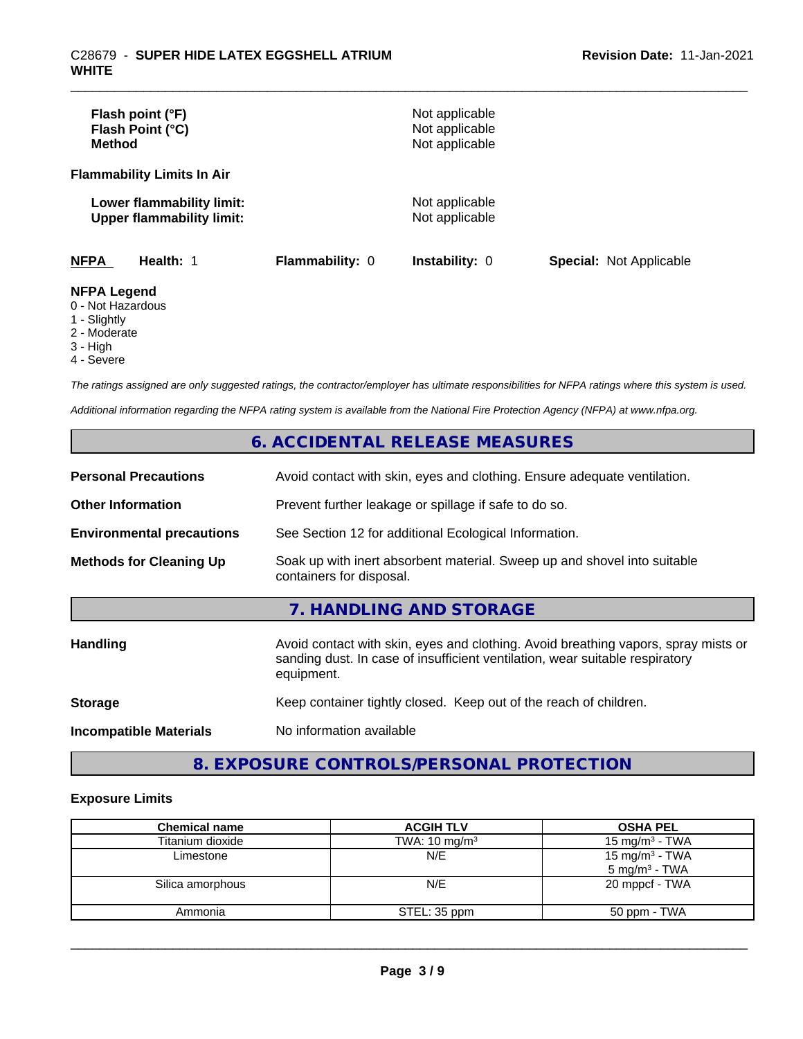| | |
|---|---|
| **Flash point (°F)** | Not applicable |
| **Flash Point (°C)** | Not applicable |
| **Method** | Not applicable |

**Flammability Limits In Air**

| | |
|---|---|
| **Lower flammability limit:** | Not applicable |
| **Upper flammability limit:** | Not applicable |

| **NFPA** | **Health:** 1 | **Flammability:** 0 | **Instability:** 0 | **Special:** Not Applicable |
|---|---|---|---|---|

**NFPA Legend**
- 0 - Not Hazardous
- 1 - Slightly
- 2 - Moderate
- 3 - High
- 4 - Severe

*The ratings assigned are only suggested ratings, the contractor/employer has ultimate responsibilities for NFPA ratings where this system is used.*

*Additional information regarding the NFPA rating system is available from the National Fire Protection Agency (NFPA) at www.nfpa.org.*

## 6. ACCIDENTAL RELEASE MEASURES

| | |
|---|---|
| **Personal Precautions** | Avoid contact with skin, eyes and clothing. Ensure adequate ventilation. |
| **Other Information** | Prevent further leakage or spillage if safe to do so. |
| **Environmental precautions** | See Section 12 for additional Ecological Information. |
| **Methods for Cleaning Up** | Soak up with inert absorbent material. Sweep up and shovel into suitable containers for disposal. |

## 7. HANDLING AND STORAGE

| | |
|---|---|
| **Handling** | Avoid contact with skin, eyes and clothing. Avoid breathing vapors, spray mists or sanding dust. In case of insufficient ventilation, wear suitable respiratory equipment. |
| **Storage** | Keep container tightly closed. Keep out of the reach of children. |
| **Incompatible Materials** | No information available |

## 8. EXPOSURE CONTROLS/PERSONAL PROTECTION

### Exposure Limits

| Chemical name | ACGIH TLV | OSHA PEL |
|---|---|---|
| Titanium dioxide | TWA: 10 mg/m³ | 15 mg/m³ - TWA |
| Limestone | N/E | 15 mg/m³ - TWA<br>5 mg/m³ - TWA |
| Silica amorphous | N/E | 20 mppcf - TWA |
| Ammonia | STEL: 35 ppm | 50 ppm - TWA |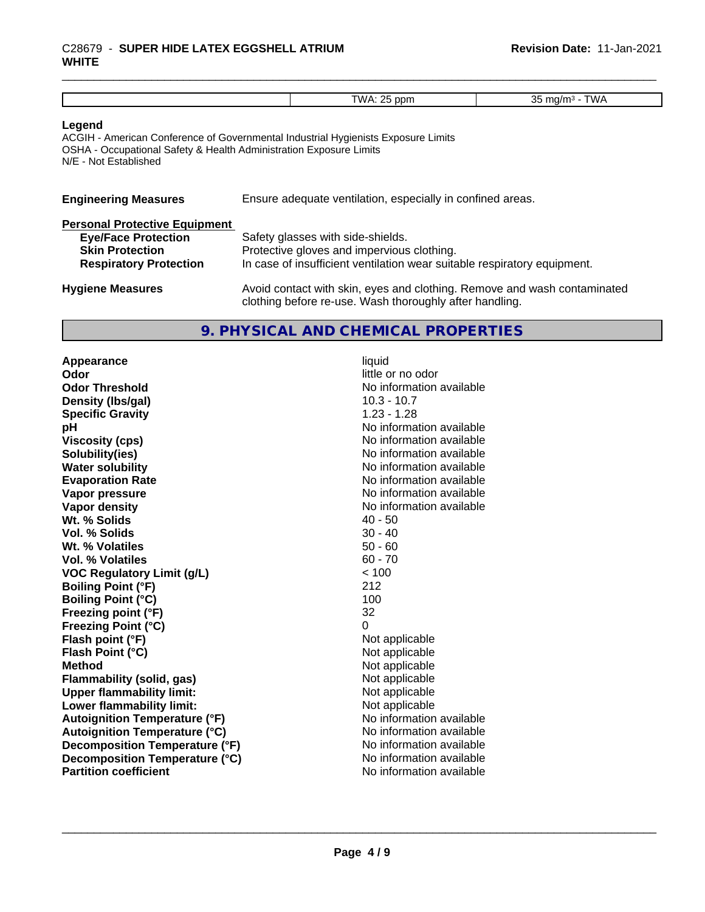| | TWA: 25 ppm | 35 mg/m³ - TWA |
|---|---|---|

**Legend**

ACGIH - American Conference of Governmental Industrial Hygienists Exposure Limits
OSHA - Occupational Safety & Health Administration Exposure Limits
N/E - Not Established

**Engineering Measures** Ensure adequate ventilation, especially in confined areas.

**Personal Protective Equipment**

| | |
|---|---|
| **Eye/Face Protection** | Safety glasses with side-shields. |
| **Skin Protection** | Protective gloves and impervious clothing. |
| **Respiratory Protection** | In case of insufficient ventilation wear suitable respiratory equipment. |

**Hygiene Measures** Avoid contact with skin, eyes and clothing. Remove and wash contaminated clothing before re-use. Wash thoroughly after handling.

## 9. PHYSICAL AND CHEMICAL PROPERTIES

| | |
|---|---|
| **Appearance** | liquid |
| **Odor** | little or no odor |
| **Odor Threshold** | No information available |
| **Density (lbs/gal)** | 10.3 - 10.7 |
| **Specific Gravity** | 1.23 - 1.28 |
| **pH** | No information available |
| **Viscosity (cps)** | No information available |
| **Solubility(ies)** | No information available |
| **Water solubility** | No information available |
| **Evaporation Rate** | No information available |
| **Vapor pressure** | No information available |
| **Vapor density** | No information available |
| **Wt. % Solids** | 40 - 50 |
| **Vol. % Solids** | 30 - 40 |
| **Wt. % Volatiles** | 50 - 60 |
| **Vol. % Volatiles** | 60 - 70 |
| **VOC Regulatory Limit (g/L)** | < 100 |
| **Boiling Point (°F)** | 212 |
| **Boiling Point (°C)** | 100 |
| **Freezing point (°F)** | 32 |
| **Freezing Point (°C)** | 0 |
| **Flash point (°F)** | Not applicable |
| **Flash Point (°C)** | Not applicable |
| **Method** | Not applicable |
| **Flammability (solid, gas)** | Not applicable |
| **Upper flammability limit:** | Not applicable |
| **Lower flammability limit:** | Not applicable |
| **Autoignition Temperature (°F)** | No information available |
| **Autoignition Temperature (°C)** | No information available |
| **Decomposition Temperature (°F)** | No information available |
| **Decomposition Temperature (°C)** | No information available |
| **Partition coefficient** | No information available |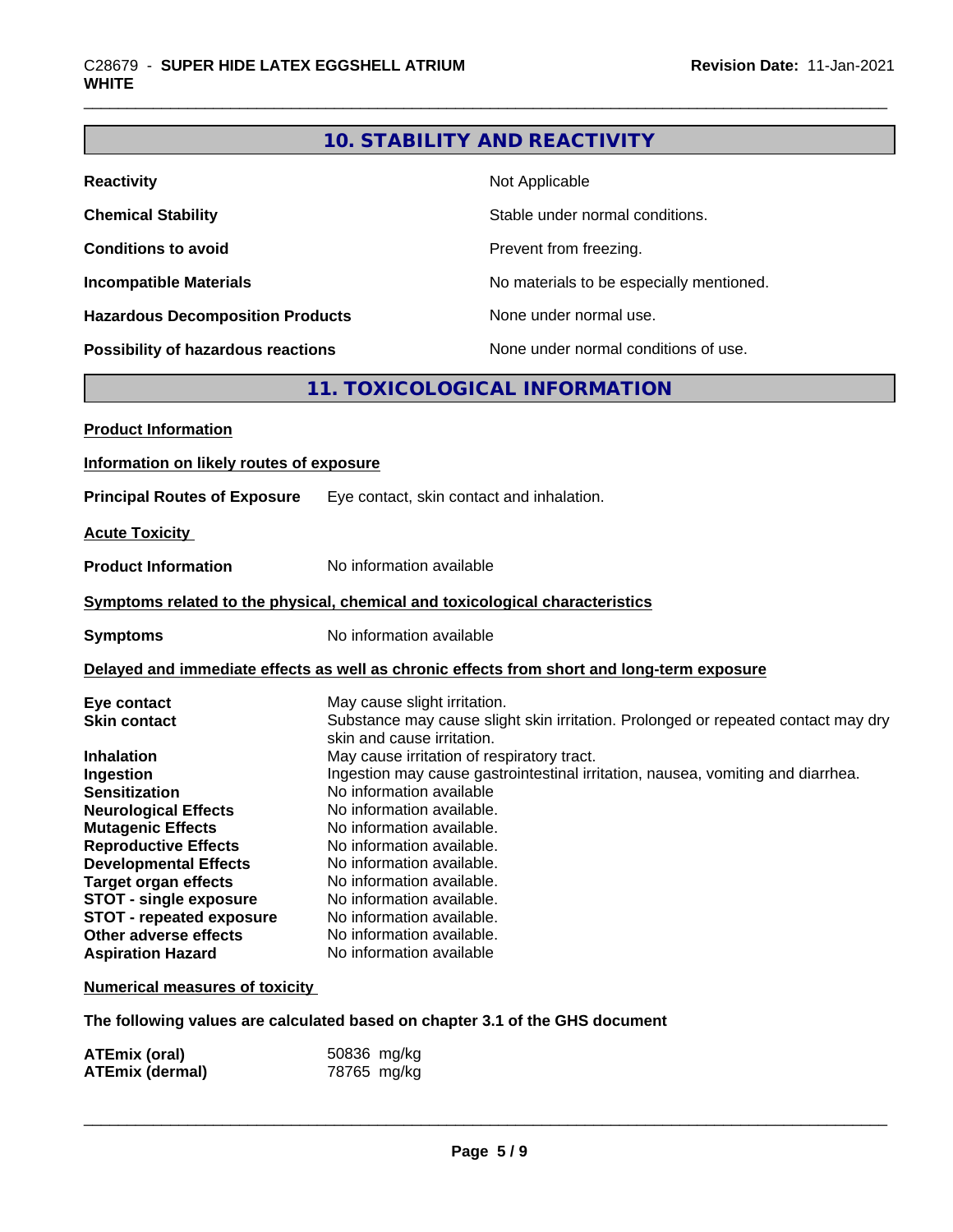## 10. STABILITY AND REACTIVITY

| | |
|---|---|
| **Reactivity** | Not Applicable |
| **Chemical Stability** | Stable under normal conditions. |
| **Conditions to avoid** | Prevent from freezing. |
| **Incompatible Materials** | No materials to be especially mentioned. |
| **Hazardous Decomposition Products** | None under normal use. |
| **Possibility of hazardous reactions** | None under normal conditions of use. |

## 11. TOXICOLOGICAL INFORMATION

**Product Information**

**Information on likely routes of exposure**

**Principal Routes of Exposure** Eye contact, skin contact and inhalation.

**Acute Toxicity**

**Product Information** No information available

**Symptoms related to the physical, chemical and toxicological characteristics**

**Symptoms** No information available

**Delayed and immediate effects as well as chronic effects from short and long-term exposure**

| | |
|---|---|
| **Eye contact** | May cause slight irritation. |
| **Skin contact** | Substance may cause slight skin irritation. Prolonged or repeated contact may dry skin and cause irritation. |
| **Inhalation** | May cause irritation of respiratory tract. |
| **Ingestion** | Ingestion may cause gastrointestinal irritation, nausea, vomiting and diarrhea. |
| **Sensitization** | No information available |
| **Neurological Effects** | No information available. |
| **Mutagenic Effects** | No information available. |
| **Reproductive Effects** | No information available. |
| **Developmental Effects** | No information available. |
| **Target organ effects** | No information available. |
| **STOT - single exposure** | No information available. |
| **STOT - repeated exposure** | No information available. |
| **Other adverse effects** | No information available. |
| **Aspiration Hazard** | No information available |

**Numerical measures of toxicity**

**The following values are calculated based on chapter 3.1 of the GHS document**

| | |
|---|---|
| **ATEmix (oral)** | 50836 mg/kg |
| **ATEmix (dermal)** | 78765 mg/kg |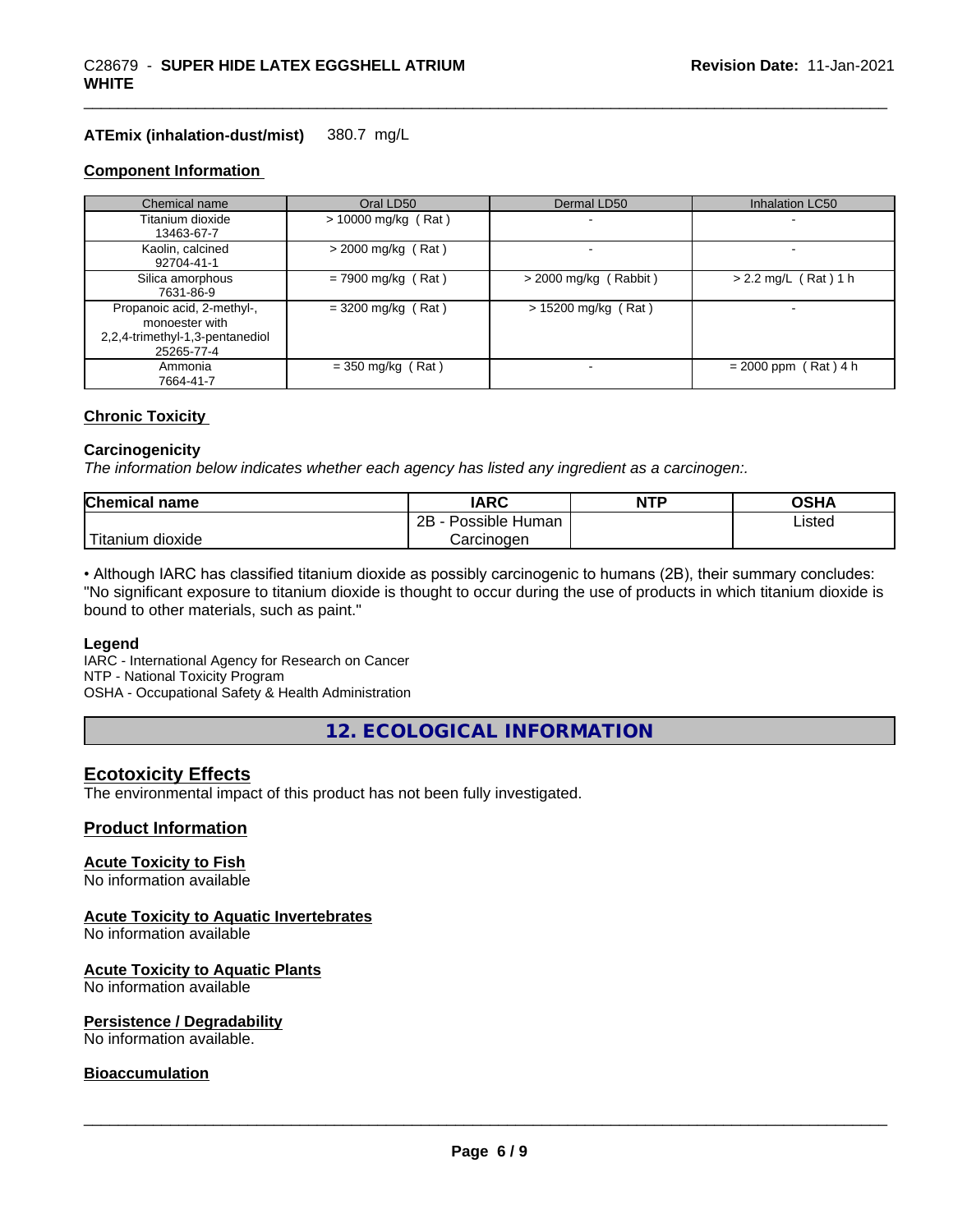**ATEmix (inhalation-dust/mist)** 380.7 mg/L

### Component Information

| Chemical name | Oral LD50 | Dermal LD50 | Inhalation LC50 |
|---|---|---|---|
| Titanium dioxide<br>13463-67-7 | > 10000 mg/kg ( Rat ) | - | - |
| Kaolin, calcined<br>92704-41-1 | > 2000 mg/kg ( Rat ) | - | - |
| Silica amorphous<br>7631-86-9 | = 7900 mg/kg ( Rat ) | > 2000 mg/kg ( Rabbit ) | > 2.2 mg/L ( Rat ) 1 h |
| Propanoic acid, 2-methyl-, monoester with 2,2,4-trimethyl-1,3-pentanediol<br>25265-77-4 | = 3200 mg/kg ( Rat ) | > 15200 mg/kg ( Rat ) | - |
| Ammonia<br>7664-41-7 | = 350 mg/kg ( Rat ) | - | = 2000 ppm ( Rat ) 4 h |

### Chronic Toxicity

**Carcinogenicity**

*The information below indicates whether each agency has listed any ingredient as a carcinogen:.*

| Chemical name | IARC | NTP | OSHA |
|---|---|---|---|
| Titanium dioxide | 2B - Possible Human Carcinogen | | Listed |

• Although IARC has classified titanium dioxide as possibly carcinogenic to humans (2B), their summary concludes: "No significant exposure to titanium dioxide is thought to occur during the use of products in which titanium dioxide is bound to other materials, such as paint."

**Legend**

IARC - International Agency for Research on Cancer
NTP - National Toxicity Program
OSHA - Occupational Safety & Health Administration

## 12. ECOLOGICAL INFORMATION

### Ecotoxicity Effects

The environmental impact of this product has not been fully investigated.

### Product Information

**Acute Toxicity to Fish**
No information available

**Acute Toxicity to Aquatic Invertebrates**
No information available

**Acute Toxicity to Aquatic Plants**
No information available

**Persistence / Degradability**
No information available.

**Bioaccumulation**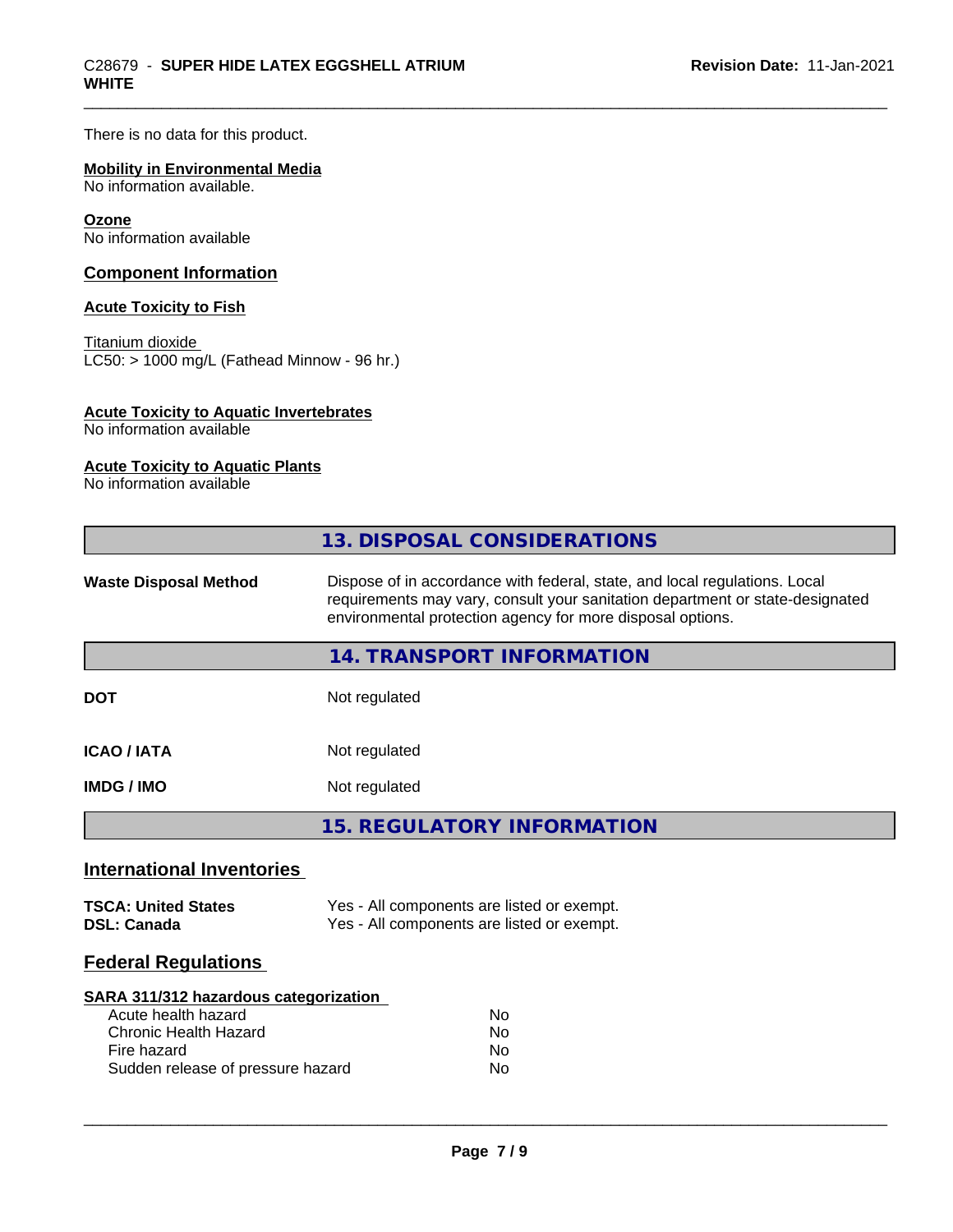There is no data for this product.

**Mobility in Environmental Media**
No information available.

**Ozone**
No information available

## Component Information

**Acute Toxicity to Fish**

Titanium dioxide
LC50: > 1000 mg/L (Fathead Minnow - 96 hr.)

**Acute Toxicity to Aquatic Invertebrates**
No information available

**Acute Toxicity to Aquatic Plants**
No information available

## 13. DISPOSAL CONSIDERATIONS

| | |
|---|---|
| **Waste Disposal Method** | Dispose of in accordance with federal, state, and local regulations. Local requirements may vary, consult your sanitation department or state-designated environmental protection agency for more disposal options. |

## 14. TRANSPORT INFORMATION

| | |
|---|---|
| **DOT** | Not regulated |
| **ICAO / IATA** | Not regulated |
| **IMDG / IMO** | Not regulated |

## 15. REGULATORY INFORMATION

### International Inventories

| | |
|---|---|
| **TSCA: United States** | Yes - All components are listed or exempt. |
| **DSL: Canada** | Yes - All components are listed or exempt. |

### Federal Regulations

**SARA 311/312 hazardous categorization**

| | |
|---|---|
| Acute health hazard | No |
| Chronic Health Hazard | No |
| Fire hazard | No |
| Sudden release of pressure hazard | No |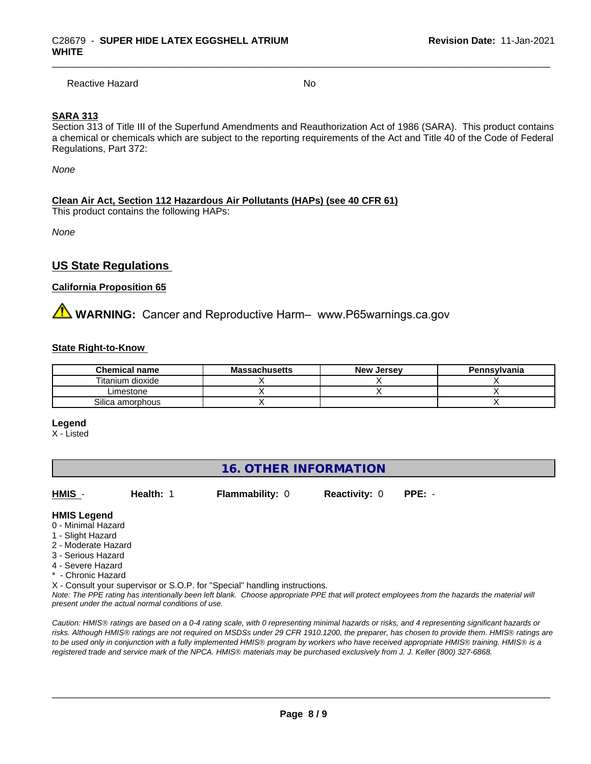Reactive Hazard No

**SARA 313**

Section 313 of Title III of the Superfund Amendments and Reauthorization Act of 1986 (SARA). This product contains a chemical or chemicals which are subject to the reporting requirements of the Act and Title 40 of the Code of Federal Regulations, Part 372:

*None*

**Clean Air Act, Section 112 Hazardous Air Pollutants (HAPs) (see 40 CFR 61)**

This product contains the following HAPs:

*None*

## US State Regulations

**California Proposition 65**

⚠ **WARNING:** Cancer and Reproductive Harm– www.P65warnings.ca.gov

**State Right-to-Know**

| Chemical name | Massachusetts | New Jersey | Pennsylvania |
| --- | --- | --- | --- |
| Titanium dioxide | X | X | X |
| Limestone | X | X | X |
| Silica amorphous | X | | X |

**Legend**

X - Listed

## 16. OTHER INFORMATION

**HMIS** - **Health:** 1 **Flammability:** 0 **Reactivity:** 0 **PPE:** -

**HMIS Legend**

0 - Minimal Hazard
1 - Slight Hazard
2 - Moderate Hazard
3 - Serious Hazard
4 - Severe Hazard
* - Chronic Hazard
X - Consult your supervisor or S.O.P. for "Special" handling instructions.

*Note: The PPE rating has intentionally been left blank. Choose appropriate PPE that will protect employees from the hazards the material will present under the actual normal conditions of use.*

*Caution: HMIS® ratings are based on a 0-4 rating scale, with 0 representing minimal hazards or risks, and 4 representing significant hazards or risks. Although HMIS® ratings are not required on MSDSs under 29 CFR 1910.1200, the preparer, has chosen to provide them. HMIS® ratings are to be used only in conjunction with a fully implemented HMIS® program by workers who have received appropriate HMIS® training. HMIS® is a registered trade and service mark of the NPCA. HMIS® materials may be purchased exclusively from J. J. Keller (800) 327-6868.*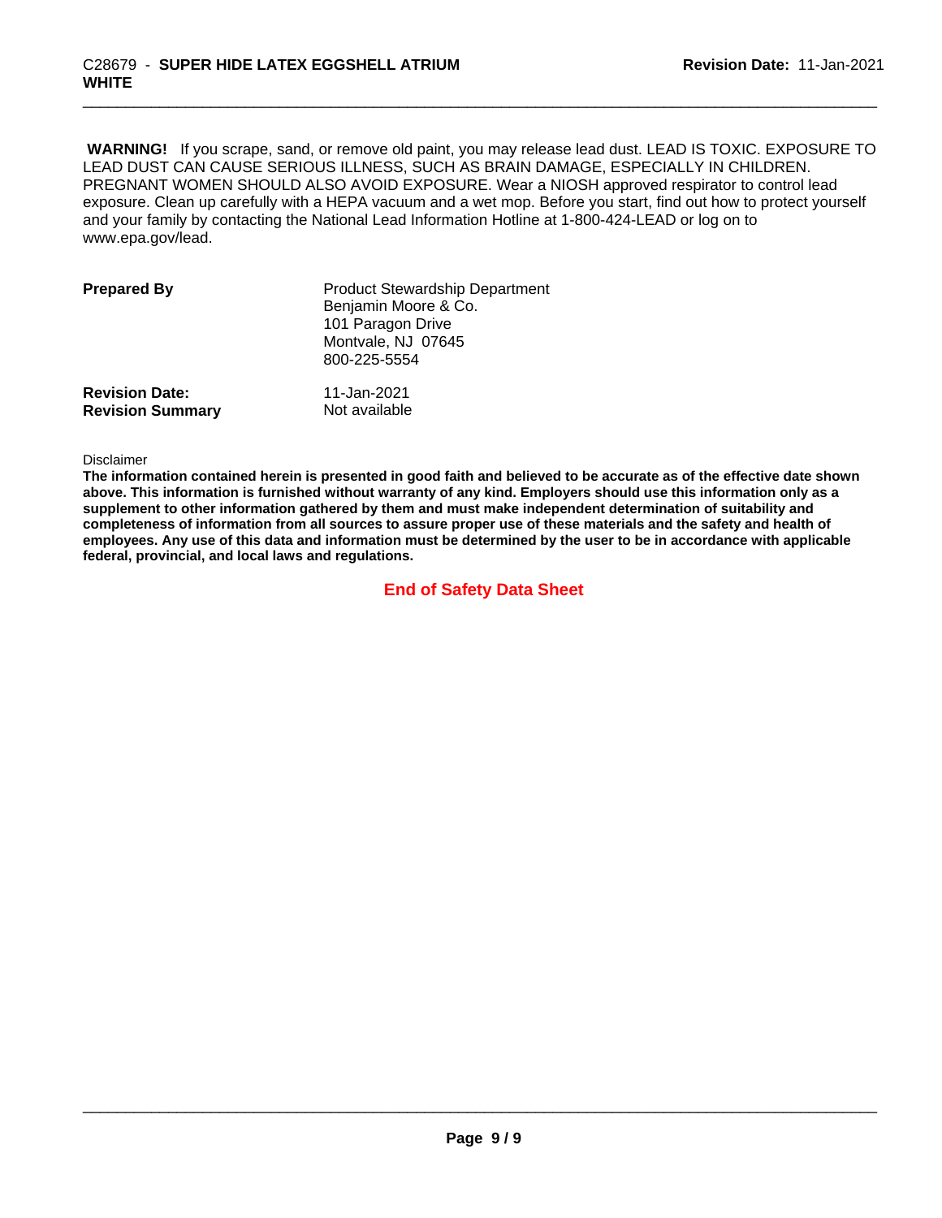**WARNING!** If you scrape, sand, or remove old paint, you may release lead dust. LEAD IS TOXIC. EXPOSURE TO LEAD DUST CAN CAUSE SERIOUS ILLNESS, SUCH AS BRAIN DAMAGE, ESPECIALLY IN CHILDREN. PREGNANT WOMEN SHOULD ALSO AVOID EXPOSURE. Wear a NIOSH approved respirator to control lead exposure. Clean up carefully with a HEPA vacuum and a wet mop. Before you start, find out how to protect yourself and your family by contacting the National Lead Information Hotline at 1-800-424-LEAD or log on to www.epa.gov/lead.

| | |
|---|---|
| **Prepared By** | Product Stewardship Department<br>Benjamin Moore & Co.<br>101 Paragon Drive<br>Montvale, NJ 07645<br>800-225-5554 |
| **Revision Date:** | 11-Jan-2021 |
| **Revision Summary** | Not available |

Disclaimer

**The information contained herein is presented in good faith and believed to be accurate as of the effective date shown above. This information is furnished without warranty of any kind. Employers should use this information only as a supplement to other information gathered by them and must make independent determination of suitability and completeness of information from all sources to assure proper use of these materials and the safety and health of employees. Any use of this data and information must be determined by the user to be in accordance with applicable federal, provincial, and local laws and regulations.**

**End of Safety Data Sheet**